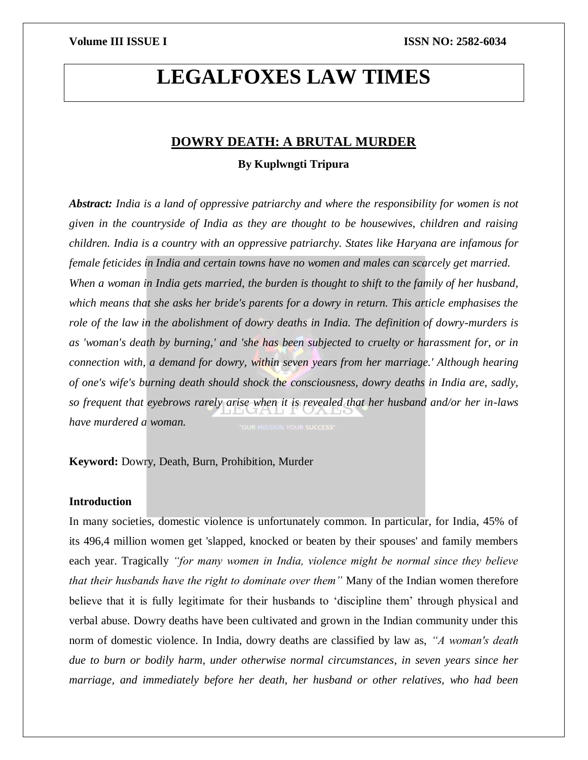# LEGALFOXES LAW TIMES

## DOWRY DEATH: A BRUTAL MURDER

**By Kuplwngti Tripura**

***Abstract:*** *India is a land of oppressive patriarchy and where the responsibility for women is not given in the countryside of India as they are thought to be housewives, children and raising children. India is a country with an oppressive patriarchy. States like Haryana are infamous for female feticides in India and certain towns have no women and males can scarcely get married. When a woman in India gets married, the burden is thought to shift to the family of her husband, which means that she asks her bride's parents for a dowry in return. This article emphasises the role of the law in the abolishment of dowry deaths in India. The definition of dowry-murders is as 'woman's death by burning,' and 'she has been subjected to cruelty or harassment for, or in connection with, a demand for dowry, within seven years from her marriage.' Although hearing of one's wife's burning death should shock the consciousness, dowry deaths in India are, sadly, so frequent that eyebrows rarely arise when it is revealed that her husband and/or her in-laws have murdered a woman.*

**Keyword:** Dowry, Death, Burn, Prohibition, Murder

### Introduction

In many societies, domestic violence is unfortunately common. In particular, for India, 45% of its 496,4 million women get 'slapped, knocked or beaten by their spouses' and family members each year. Tragically *"for many women in India, violence might be normal since they believe that their husbands have the right to dominate over them"* Many of the Indian women therefore believe that it is fully legitimate for their husbands to 'discipline them' through physical and verbal abuse. Dowry deaths have been cultivated and grown in the Indian community under this norm of domestic violence. In India, dowry deaths are classified by law as, *"A woman's death due to burn or bodily harm, under otherwise normal circumstances, in seven years since her marriage, and immediately before her death, her husband or other relatives, who had been*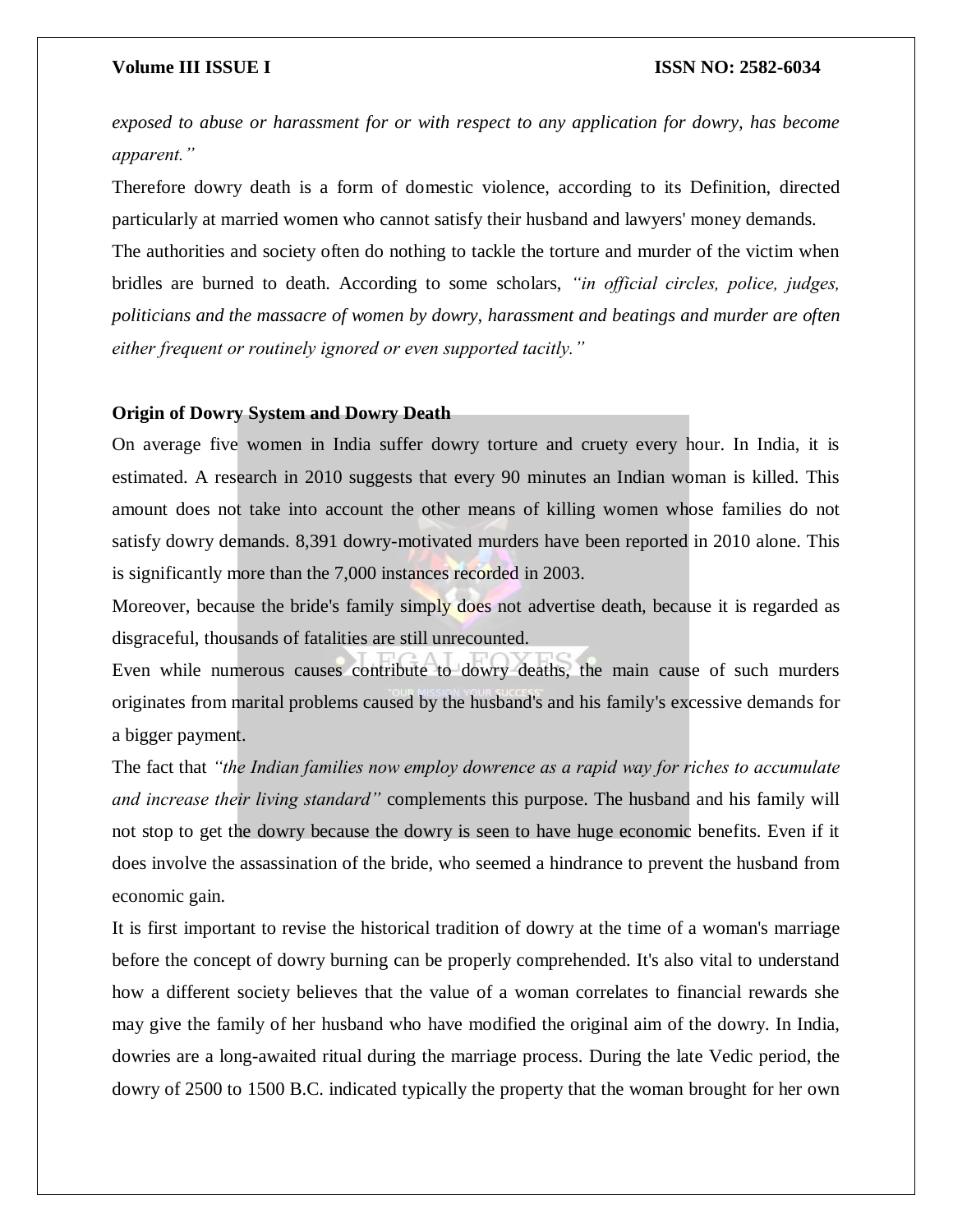*exposed to abuse or harassment for or with respect to any application for dowry, has become apparent."*

Therefore dowry death is a form of domestic violence, according to its Definition, directed particularly at married women who cannot satisfy their husband and lawyers' money demands.

The authorities and society often do nothing to tackle the torture and murder of the victim when bridles are burned to death. According to some scholars, *"in official circles, police, judges, politicians and the massacre of women by dowry, harassment and beatings and murder are often either frequent or routinely ignored or even supported tacitly."*

**Origin of Dowry System and Dowry Death**

On average five women in India suffer dowry torture and cruety every hour. In India, it is estimated. A research in 2010 suggests that every 90 minutes an Indian woman is killed. This amount does not take into account the other means of killing women whose families do not satisfy dowry demands. 8,391 dowry-motivated murders have been reported in 2010 alone. This is significantly more than the 7,000 instances recorded in 2003.

Moreover, because the bride's family simply does not advertise death, because it is regarded as disgraceful, thousands of fatalities are still unrecounted.

Even while numerous causes contribute to dowry deaths, the main cause of such murders originates from marital problems caused by the husband's and his family's excessive demands for a bigger payment.

The fact that *"the Indian families now employ dowrence as a rapid way for riches to accumulate and increase their living standard"* complements this purpose. The husband and his family will not stop to get the dowry because the dowry is seen to have huge economic benefits. Even if it does involve the assassination of the bride, who seemed a hindrance to prevent the husband from economic gain.

It is first important to revise the historical tradition of dowry at the time of a woman's marriage before the concept of dowry burning can be properly comprehended. It's also vital to understand how a different society believes that the value of a woman correlates to financial rewards she may give the family of her husband who have modified the original aim of the dowry. In India, dowries are a long-awaited ritual during the marriage process. During the late Vedic period, the dowry of 2500 to 1500 B.C. indicated typically the property that the woman brought for her own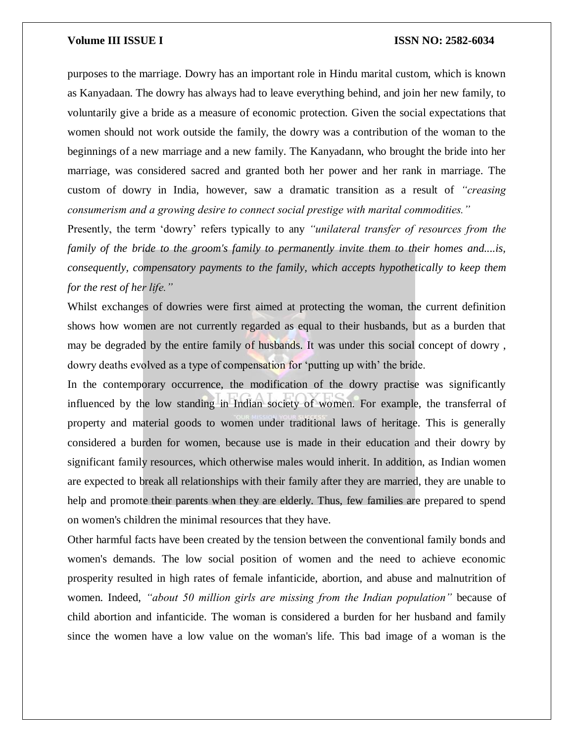purposes to the marriage. Dowry has an important role in Hindu marital custom, which is known as Kanyadaan. The dowry has always had to leave everything behind, and join her new family, to voluntarily give a bride as a measure of economic protection. Given the social expectations that women should not work outside the family, the dowry was a contribution of the woman to the beginnings of a new marriage and a new family. The Kanyadann, who brought the bride into her marriage, was considered sacred and granted both her power and her rank in marriage. The custom of dowry in India, however, saw a dramatic transition as a result of *"creasing consumerism and a growing desire to connect social prestige with marital commodities."*

Presently, the term 'dowry' refers typically to any *"unilateral transfer of resources from the family of the bride to the groom's family to permanently invite them to their homes and....is, consequently, compensatory payments to the family, which accepts hypothetically to keep them for the rest of her life."*

Whilst exchanges of dowries were first aimed at protecting the woman, the current definition shows how women are not currently regarded as equal to their husbands, but as a burden that may be degraded by the entire family of husbands. It was under this social concept of dowry , dowry deaths evolved as a type of compensation for 'putting up with' the bride.

In the contemporary occurrence, the modification of the dowry practise was significantly influenced by the low standing in Indian society of women. For example, the transferral of property and material goods to women under traditional laws of heritage. This is generally considered a burden for women, because use is made in their education and their dowry by significant family resources, which otherwise males would inherit. In addition, as Indian women are expected to break all relationships with their family after they are married, they are unable to help and promote their parents when they are elderly. Thus, few families are prepared to spend on women's children the minimal resources that they have.

Other harmful facts have been created by the tension between the conventional family bonds and women's demands. The low social position of women and the need to achieve economic prosperity resulted in high rates of female infanticide, abortion, and abuse and malnutrition of women. Indeed, *"about 50 million girls are missing from the Indian population"* because of child abortion and infanticide. The woman is considered a burden for her husband and family since the women have a low value on the woman's life. This bad image of a woman is the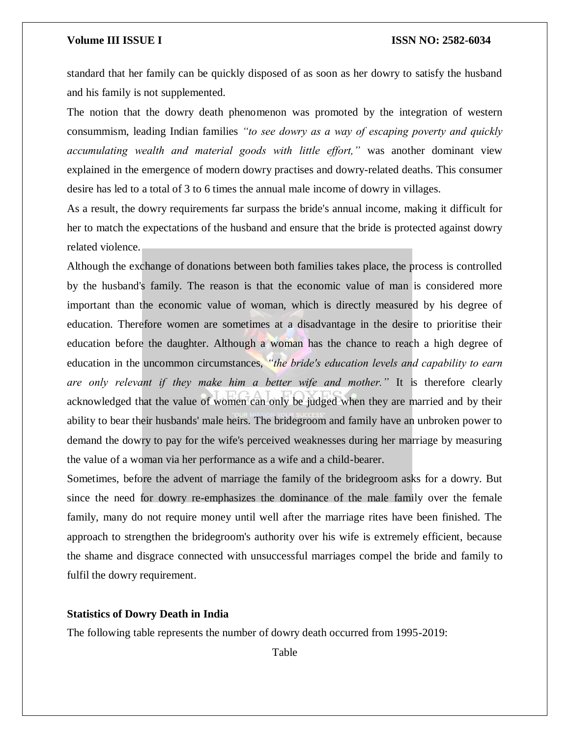standard that her family can be quickly disposed of as soon as her dowry to satisfy the husband and his family is not supplemented.

The notion that the dowry death phenomenon was promoted by the integration of western consummism, leading Indian families *"to see dowry as a way of escaping poverty and quickly accumulating wealth and material goods with little effort,"* was another dominant view explained in the emergence of modern dowry practises and dowry-related deaths. This consumer desire has led to a total of 3 to 6 times the annual male income of dowry in villages.

As a result, the dowry requirements far surpass the bride's annual income, making it difficult for her to match the expectations of the husband and ensure that the bride is protected against dowry related violence.

Although the exchange of donations between both families takes place, the process is controlled by the husband's family. The reason is that the economic value of man is considered more important than the economic value of woman, which is directly measured by his degree of education. Therefore women are sometimes at a disadvantage in the desire to prioritise their education before the daughter. Although a woman has the chance to reach a high degree of education in the uncommon circumstances, *"the bride's education levels and capability to earn are only relevant if they make him a better wife and mother."* It is therefore clearly acknowledged that the value of women can only be judged when they are married and by their ability to bear their husbands' male heirs. The bridegroom and family have an unbroken power to demand the dowry to pay for the wife's perceived weaknesses during her marriage by measuring the value of a woman via her performance as a wife and a child-bearer.

Sometimes, before the advent of marriage the family of the bridegroom asks for a dowry. But since the need for dowry re-emphasizes the dominance of the male family over the female family, many do not require money until well after the marriage rites have been finished. The approach to strengthen the bridegroom's authority over his wife is extremely efficient, because the shame and disgrace connected with unsuccessful marriages compel the bride and family to fulfil the dowry requirement.

**Statistics of Dowry Death in India**

The following table represents the number of dowry death occurred from 1995-2019:

Table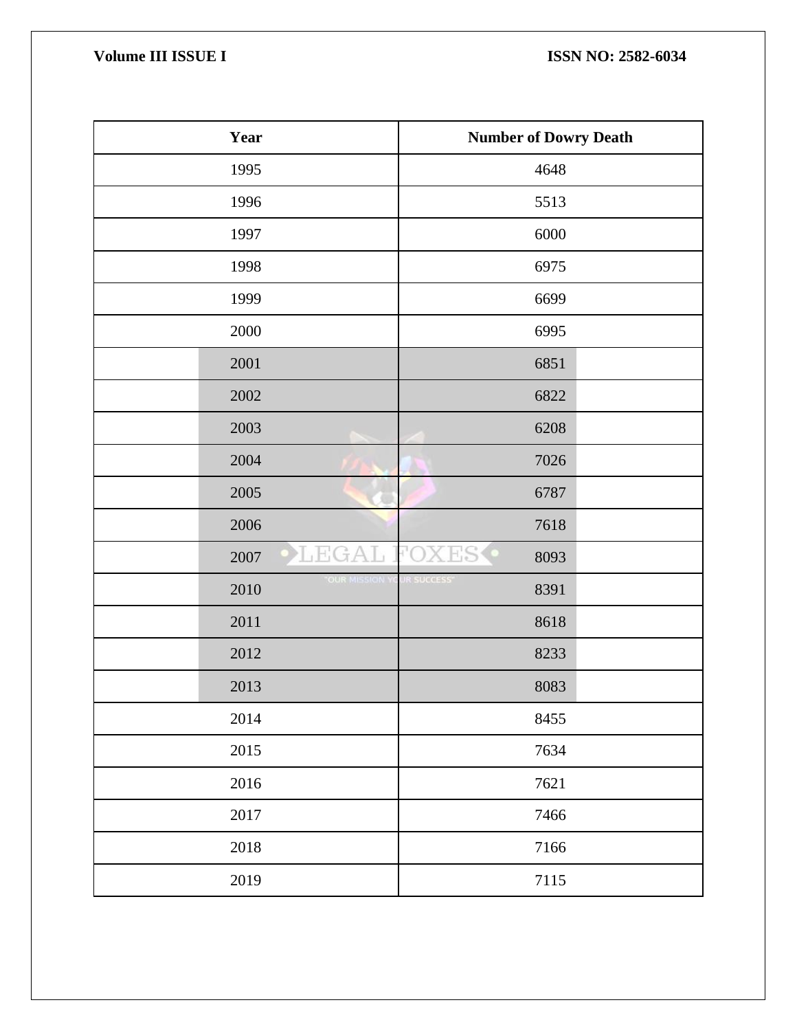| Year | Number of Dowry Death |
|---|---|
| 1995 | 4648 |
| 1996 | 5513 |
| 1997 | 6000 |
| 1998 | 6975 |
| 1999 | 6699 |
| 2000 | 6995 |
| 2001 | 6851 |
| 2002 | 6822 |
| 2003 | 6208 |
| 2004 | 7026 |
| 2005 | 6787 |
| 2006 | 7618 |
| 2007 | 8093 |
| 2010 | 8391 |
| 2011 | 8618 |
| 2012 | 8233 |
| 2013 | 8083 |
| 2014 | 8455 |
| 2015 | 7634 |
| 2016 | 7621 |
| 2017 | 7466 |
| 2018 | 7166 |
| 2019 | 7115 |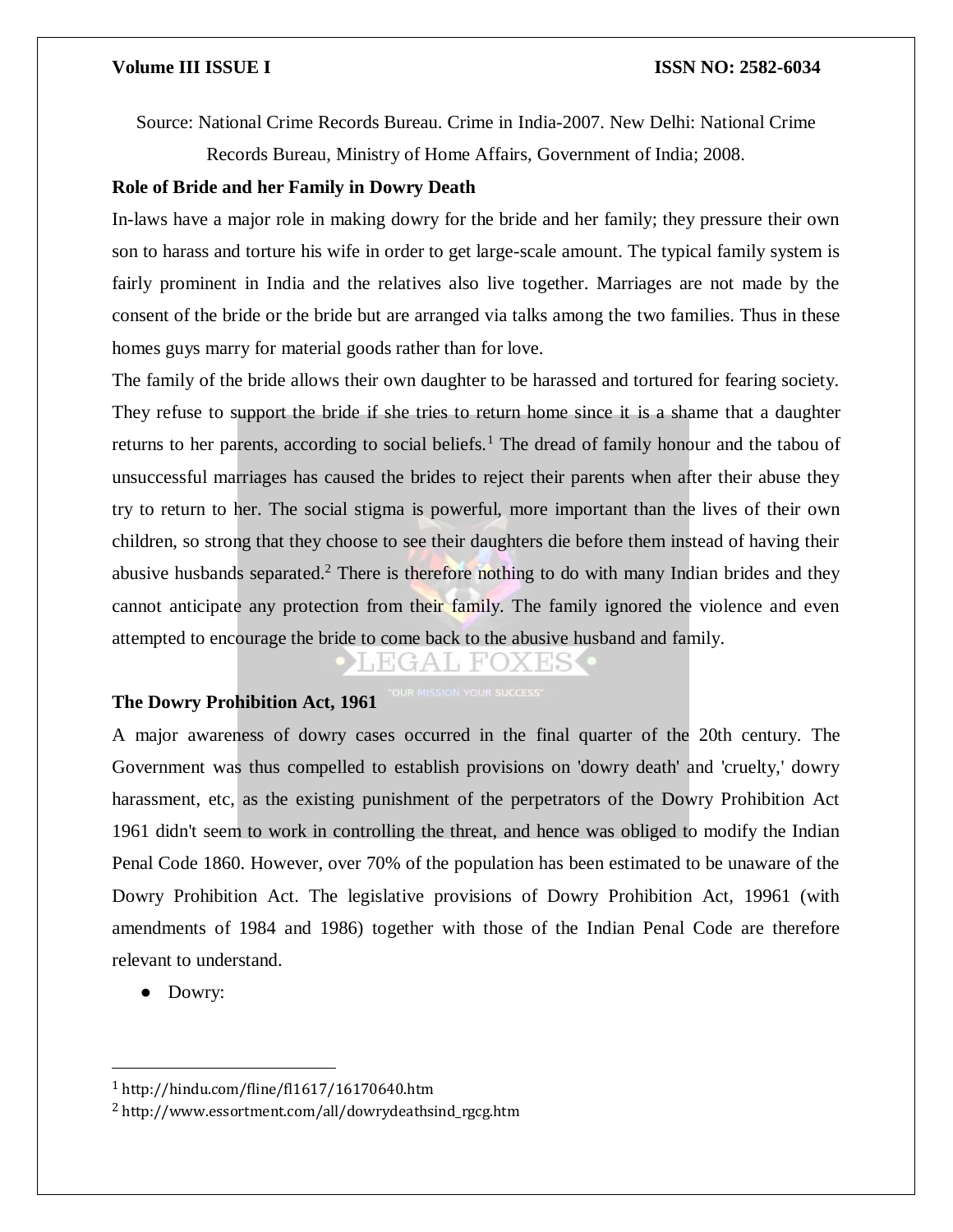Source: National Crime Records Bureau. Crime in India-2007. New Delhi: National Crime Records Bureau, Ministry of Home Affairs, Government of India; 2008.

**Role of Bride and her Family in Dowry Death**

In-laws have a major role in making dowry for the bride and her family; they pressure their own son to harass and torture his wife in order to get large-scale amount. The typical family system is fairly prominent in India and the relatives also live together. Marriages are not made by the consent of the bride or the bride but are arranged via talks among the two families. Thus in these homes guys marry for material goods rather than for love.

The family of the bride allows their own daughter to be harassed and tortured for fearing society. They refuse to support the bride if she tries to return home since it is a shame that a daughter returns to her parents, according to social beliefs.[1] The dread of family honour and the tabou of unsuccessful marriages has caused the brides to reject their parents when after their abuse they try to return to her. The social stigma is powerful, more important than the lives of their own children, so strong that they choose to see their daughters die before them instead of having their abusive husbands separated.[2] There is therefore nothing to do with many Indian brides and they cannot anticipate any protection from their family. The family ignored the violence and even attempted to encourage the bride to come back to the abusive husband and family.

**The Dowry Prohibition Act, 1961**

A major awareness of dowry cases occurred in the final quarter of the 20th century. The Government was thus compelled to establish provisions on 'dowry death' and 'cruelty,' dowry harassment, etc, as the existing punishment of the perpetrators of the Dowry Prohibition Act 1961 didn't seem to work in controlling the threat, and hence was obliged to modify the Indian Penal Code 1860. However, over 70% of the population has been estimated to be unaware of the Dowry Prohibition Act. The legislative provisions of Dowry Prohibition Act, 19961 (with amendments of 1984 and 1986) together with those of the Indian Penal Code are therefore relevant to understand.

- Dowry:

---

[1] http://hindu.com/fline/fl1617/16170640.htm

[2] http://www.essortment.com/all/dowrydeathsind_rgcg.htm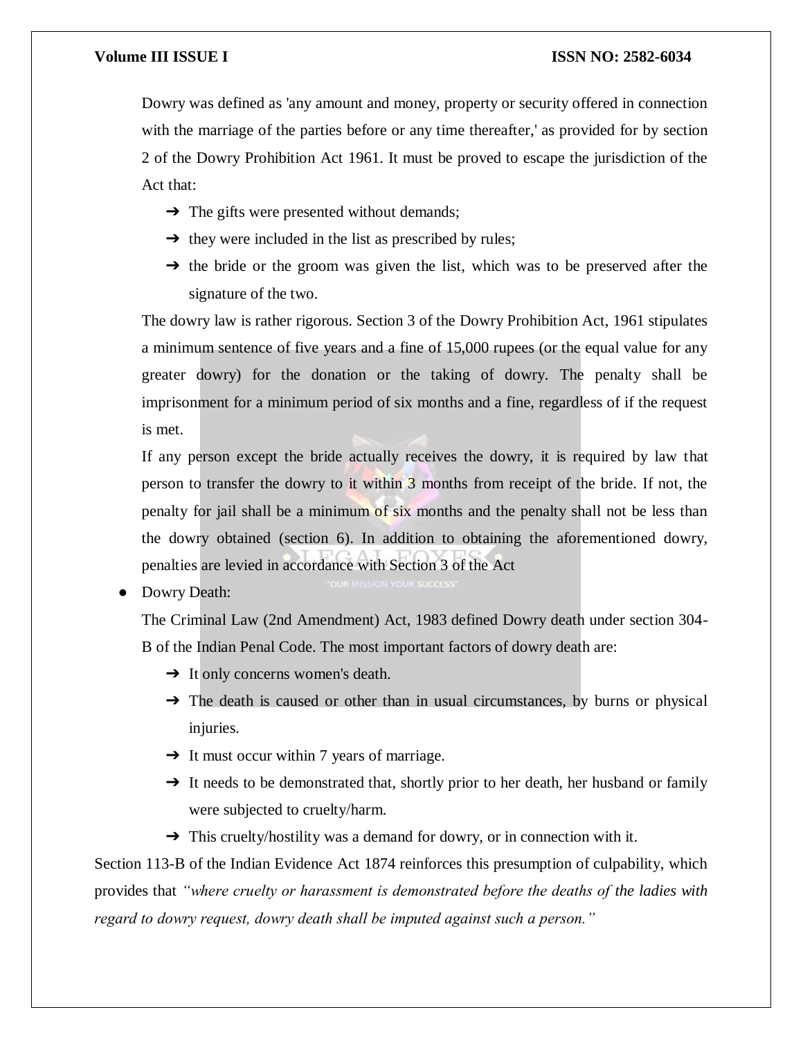Dowry was defined as 'any amount and money, property or security offered in connection with the marriage of the parties before or any time thereafter,' as provided for by section 2 of the Dowry Prohibition Act 1961. It must be proved to escape the jurisdiction of the Act that:

- ➔ The gifts were presented without demands;
- ➔ they were included in the list as prescribed by rules;
- ➔ the bride or the groom was given the list, which was to be preserved after the signature of the two.

The dowry law is rather rigorous. Section 3 of the Dowry Prohibition Act, 1961 stipulates a minimum sentence of five years and a fine of 15,000 rupees (or the equal value for any greater dowry) for the donation or the taking of dowry. The penalty shall be imprisonment for a minimum period of six months and a fine, regardless of if the request is met.

If any person except the bride actually receives the dowry, it is required by law that person to transfer the dowry to it within 3 months from receipt of the bride. If not, the penalty for jail shall be a minimum of six months and the penalty shall not be less than the dowry obtained (section 6). In addition to obtaining the aforementioned dowry, penalties are levied in accordance with Section 3 of the Act

- Dowry Death:

  The Criminal Law (2nd Amendment) Act, 1983 defined Dowry death under section 304-B of the Indian Penal Code. The most important factors of dowry death are:

  - ➔ It only concerns women's death.
  - ➔ The death is caused or other than in usual circumstances, by burns or physical injuries.
  - ➔ It must occur within 7 years of marriage.
  - ➔ It needs to be demonstrated that, shortly prior to her death, her husband or family were subjected to cruelty/harm.
  - ➔ This cruelty/hostility was a demand for dowry, or in connection with it.

Section 113-B of the Indian Evidence Act 1874 reinforces this presumption of culpability, which provides that *"where cruelty or harassment is demonstrated before the deaths of the ladies with regard to dowry request, dowry death shall be imputed against such a person."*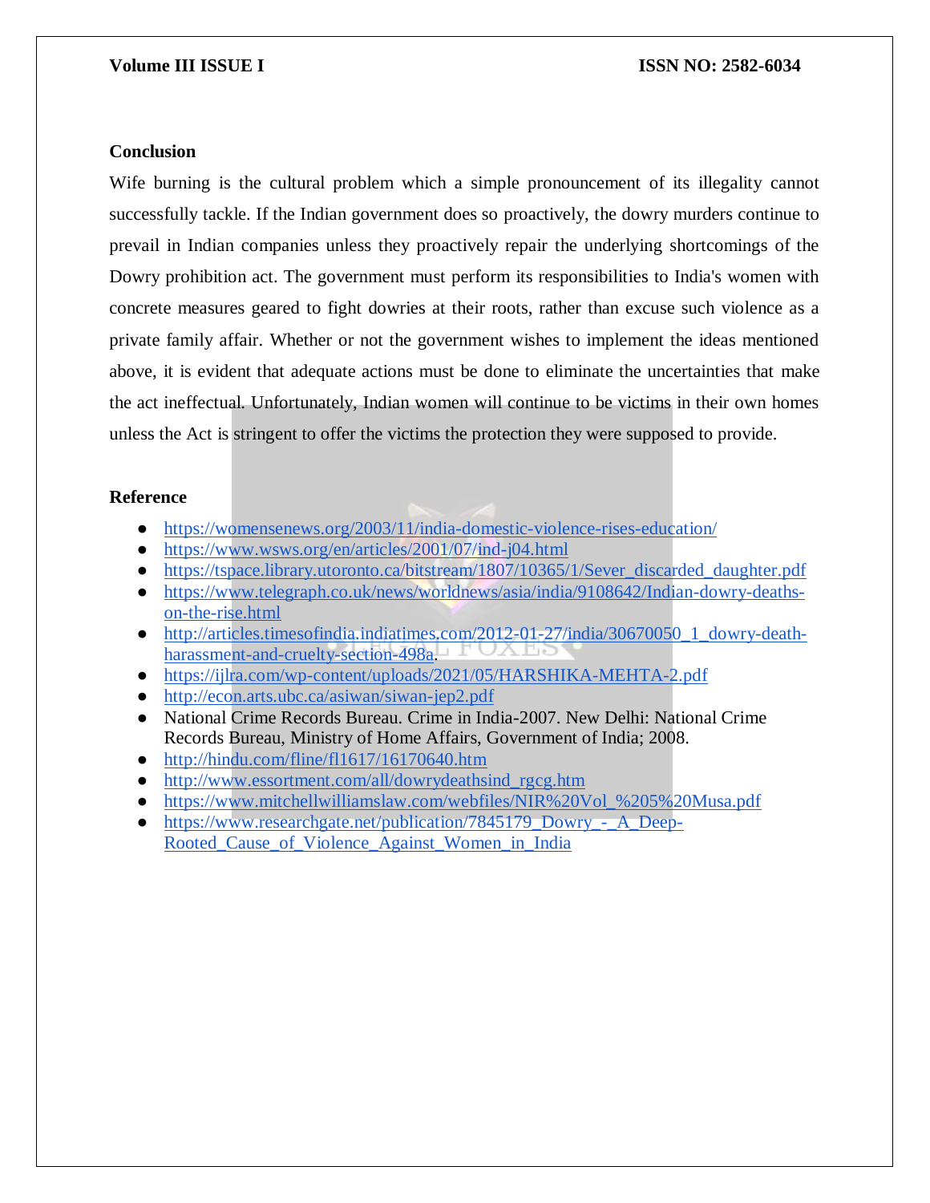## Conclusion

Wife burning is the cultural problem which a simple pronouncement of its illegality cannot successfully tackle. If the Indian government does so proactively, the dowry murders continue to prevail in Indian companies unless they proactively repair the underlying shortcomings of the Dowry prohibition act. The government must perform its responsibilities to India's women with concrete measures geared to fight dowries at their roots, rather than excuse such violence as a private family affair. Whether or not the government wishes to implement the ideas mentioned above, it is evident that adequate actions must be done to eliminate the uncertainties that make the act ineffectual. Unfortunately, Indian women will continue to be victims in their own homes unless the Act is stringent to offer the victims the protection they were supposed to provide.

## Reference

- https://womensenews.org/2003/11/india-domestic-violence-rises-education/
- https://www.wsws.org/en/articles/2001/07/ind-j04.html
- https://tspace.library.utoronto.ca/bitstream/1807/10365/1/Sever_discarded_daughter.pdf
- https://www.telegraph.co.uk/news/worldnews/asia/india/9108642/Indian-dowry-deaths-on-the-rise.html
- http://articles.timesofindia.indiatimes.com/2012-01-27/india/30670050_1_dowry-death-harassment-and-cruelty-section-498a.
- https://ijlra.com/wp-content/uploads/2021/05/HARSHIKA-MEHTA-2.pdf
- http://econ.arts.ubc.ca/asiwan/siwan-jep2.pdf
- National Crime Records Bureau. Crime in India-2007. New Delhi: National Crime Records Bureau, Ministry of Home Affairs, Government of India; 2008.
- http://hindu.com/fline/fl1617/16170640.htm
- http://www.essortment.com/all/dowrydeathsind_rgcg.htm
- https://www.mitchellwilliamslaw.com/webfiles/NIR%20Vol_%205%20Musa.pdf
- https://www.researchgate.net/publication/7845179_Dowry_-_A_Deep-Rooted_Cause_of_Violence_Against_Women_in_India